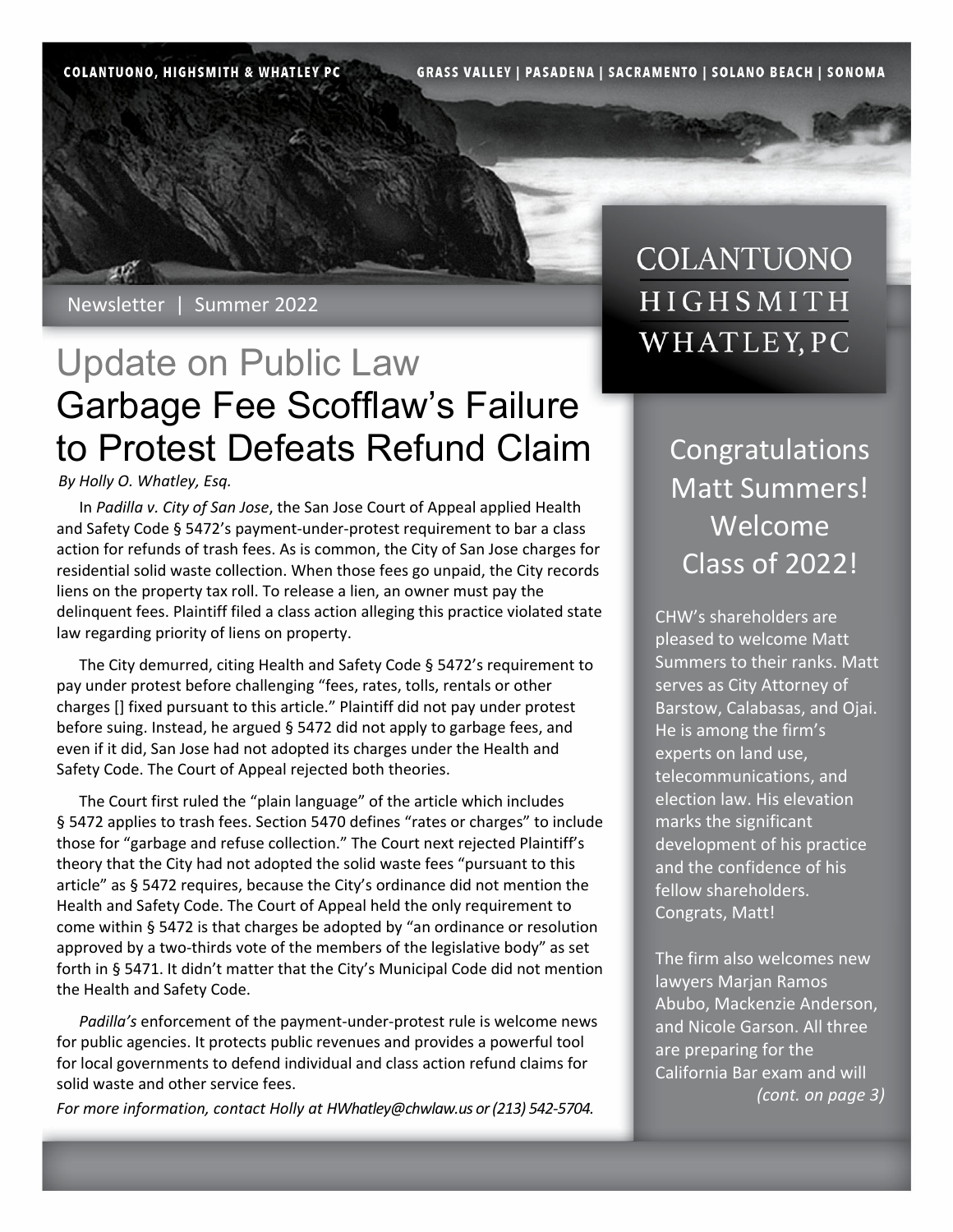COLANTUONO, HIGHSMITH & WHATLEY PC

GRASS VALLEY | PASADENA | SACRAMENTO | SOLANO BEACH | SONOMA

COLANTUONO HIGHSMITH WHATLEY, PC

Newsletter | Summer 2022

# Update on Public Law

## Garbage Fee Scofflaw's Failure to Protest Defeats Refund Claim

*By Holly O. Whatley, Esq.*

In *Padilla v. City of San Jose*, the San Jose Court of Appeal applied Health and Safety Code § 5472's payment-under-protest requirement to bar a class action for refunds of trash fees. As is common, the City of San Jose charges for residential solid waste collection. When those fees go unpaid, the City records liens on the property tax roll. To release a lien, an owner must pay the delinquent fees. Plaintiff filed a class action alleging this practice violated state law regarding priority of liens on property.

The City demurred, citing Health and Safety Code § 5472's requirement to pay under protest before challenging "fees, rates, tolls, rentals or other charges [] fixed pursuant to this article." Plaintiff did not pay under protest before suing. Instead, he argued § 5472 did not apply to garbage fees, and even if it did, San Jose had not adopted its charges under the Health and Safety Code. The Court of Appeal rejected both theories.

The Court first ruled the "plain language" of the article which includes § 5472 applies to trash fees. Section 5470 defines "rates or charges" to include those for "garbage and refuse collection." The Court next rejected Plaintiff's theory that the City had not adopted the solid waste fees "pursuant to this article" as § 5472 requires, because the City's ordinance did not mention the Health and Safety Code. The Court of Appeal held the only requirement to come within § 5472 is that charges be adopted by "an ordinance or resolution approved by a two-thirds vote of the members of the legislative body" as set forth in § 5471. It didn't matter that the City's Municipal Code did not mention the Health and Safety Code.

*Padilla's* enforcement of the payment-under-protest rule is welcome news for public agencies. It protects public revenues and provides a powerful tool for local governments to defend individual and class action refund claims for solid waste and other service fees.

*For more information, contact Holly at HWhatley@chwlaw.us or (213) 542-5704.*

## Congratulations Matt Summers! Welcome Class of 2022!

CHW's shareholders are pleased to welcome Matt Summers to their ranks. Matt serves as City Attorney of Barstow, Calabasas, and Ojai. He is among the firm's experts on land use, telecommunications, and election law. His elevation marks the significant development of his practice and the confidence of his fellow shareholders. Congrats, Matt!

The firm also welcomes new lawyers Marjan Ramos Abubo, Mackenzie Anderson, and Nicole Garson. All three are preparing for the California Bar exam and will *(cont. on page 3)*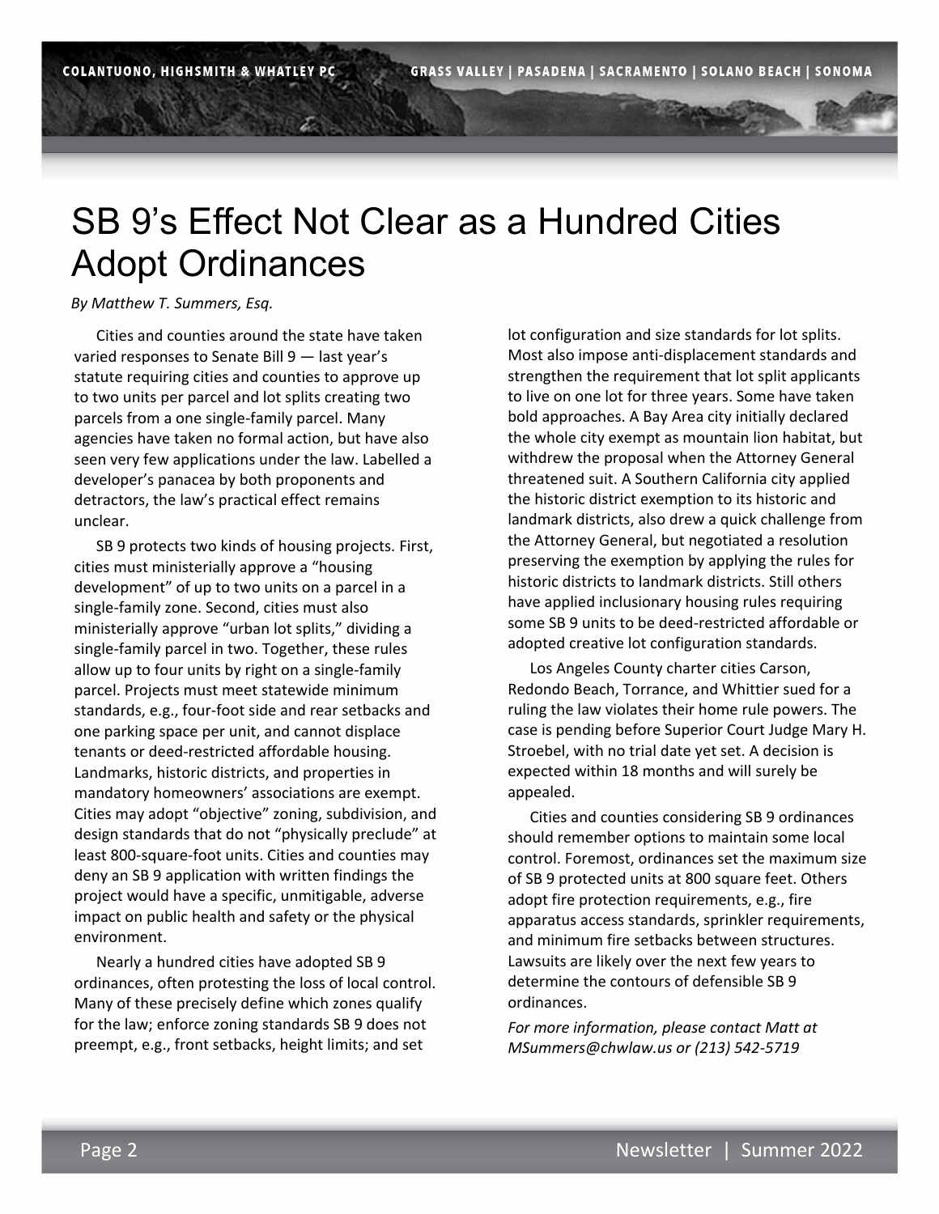# SB 9's Effect Not Clear as a Hundred Cities Adopt Ordinances

*By Matthew T. Summers, Esq.*

Cities and counties around the state have taken varied responses to Senate Bill 9 — last year's statute requiring cities and counties to approve up to two units per parcel and lot splits creating two parcels from a one single-family parcel. Many agencies have taken no formal action, but have also seen very few applications under the law. Labelled a developer's panacea by both proponents and detractors, the law's practical effect remains unclear.

SB 9 protects two kinds of housing projects. First, cities must ministerially approve a "housing development" of up to two units on a parcel in a single-family zone. Second, cities must also ministerially approve "urban lot splits," dividing a single-family parcel in two. Together, these rules allow up to four units by right on a single-family parcel. Projects must meet statewide minimum standards, e.g., four-foot side and rear setbacks and one parking space per unit, and cannot displace tenants or deed-restricted affordable housing. Landmarks, historic districts, and properties in mandatory homeowners' associations are exempt. Cities may adopt "objective" zoning, subdivision, and design standards that do not "physically preclude" at least 800-square-foot units. Cities and counties may deny an SB 9 application with written findings the project would have a specific, unmitigable, adverse impact on public health and safety or the physical environment.

Nearly a hundred cities have adopted SB 9 ordinances, often protesting the loss of local control. Many of these precisely define which zones qualify for the law; enforce zoning standards SB 9 does not preempt, e.g., front setbacks, height limits; and set lot configuration and size standards for lot splits. Most also impose anti-displacement standards and strengthen the requirement that lot split applicants to live on one lot for three years. Some have taken bold approaches. A Bay Area city initially declared the whole city exempt as mountain lion habitat, but withdrew the proposal when the Attorney General threatened suit. A Southern California city applied the historic district exemption to its historic and landmark districts, also drew a quick challenge from the Attorney General, but negotiated a resolution preserving the exemption by applying the rules for historic districts to landmark districts. Still others have applied inclusionary housing rules requiring some SB 9 units to be deed-restricted affordable or adopted creative lot configuration standards.

Los Angeles County charter cities Carson, Redondo Beach, Torrance, and Whittier sued for a ruling the law violates their home rule powers. The case is pending before Superior Court Judge Mary H. Stroebel, with no trial date yet set. A decision is expected within 18 months and will surely be appealed.

Cities and counties considering SB 9 ordinances should remember options to maintain some local control. Foremost, ordinances set the maximum size of SB 9 protected units at 800 square feet. Others adopt fire protection requirements, e.g., fire apparatus access standards, sprinkler requirements, and minimum fire setbacks between structures. Lawsuits are likely over the next few years to determine the contours of defensible SB 9 ordinances.

*For more information, please contact Matt at MSummers@chwlaw.us or (213) 542-5719*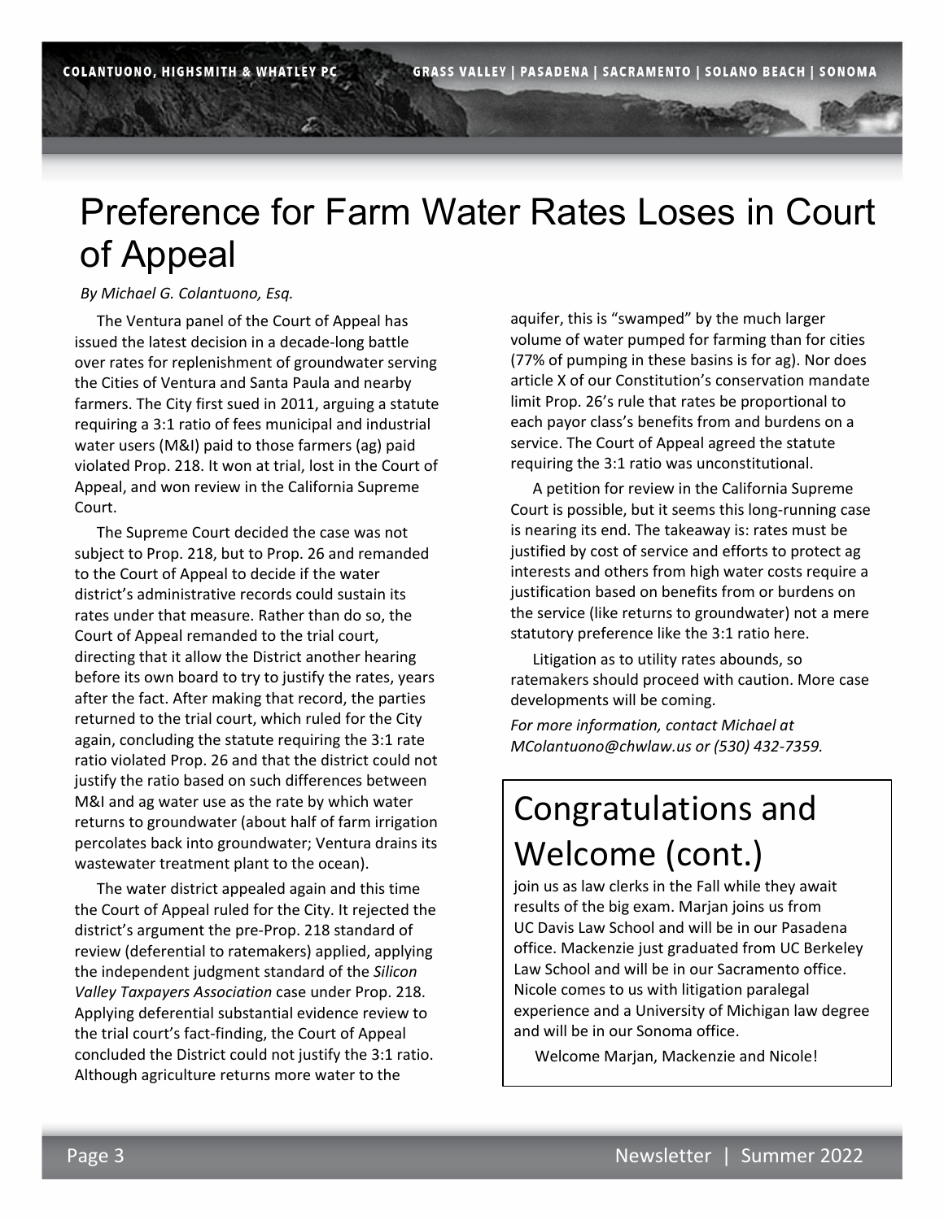# Preference for Farm Water Rates Loses in Court of Appeal

*By Michael G. Colantuono, Esq.*

The Ventura panel of the Court of Appeal has issued the latest decision in a decade-long battle over rates for replenishment of groundwater serving the Cities of Ventura and Santa Paula and nearby farmers. The City first sued in 2011, arguing a statute requiring a 3:1 ratio of fees municipal and industrial water users (M&I) paid to those farmers (ag) paid violated Prop. 218. It won at trial, lost in the Court of Appeal, and won review in the California Supreme Court.

The Supreme Court decided the case was not subject to Prop. 218, but to Prop. 26 and remanded to the Court of Appeal to decide if the water district's administrative records could sustain its rates under that measure. Rather than do so, the Court of Appeal remanded to the trial court, directing that it allow the District another hearing before its own board to try to justify the rates, years after the fact. After making that record, the parties returned to the trial court, which ruled for the City again, concluding the statute requiring the 3:1 rate ratio violated Prop. 26 and that the district could not justify the ratio based on such differences between M&I and ag water use as the rate by which water returns to groundwater (about half of farm irrigation percolates back into groundwater; Ventura drains its wastewater treatment plant to the ocean).

The water district appealed again and this time the Court of Appeal ruled for the City. It rejected the district's argument the pre-Prop. 218 standard of review (deferential to ratemakers) applied, applying the independent judgment standard of the *Silicon Valley Taxpayers Association* case under Prop. 218. Applying deferential substantial evidence review to the trial court's fact-finding, the Court of Appeal concluded the District could not justify the 3:1 ratio. Although agriculture returns more water to the aquifer, this is "swamped" by the much larger volume of water pumped for farming than for cities (77% of pumping in these basins is for ag). Nor does article X of our Constitution's conservation mandate limit Prop. 26's rule that rates be proportional to each payor class's benefits from and burdens on a service. The Court of Appeal agreed the statute requiring the 3:1 ratio was unconstitutional.

A petition for review in the California Supreme Court is possible, but it seems this long-running case is nearing its end. The takeaway is: rates must be justified by cost of service and efforts to protect ag interests and others from high water costs require a justification based on benefits from or burdens on the service (like returns to groundwater) not a mere statutory preference like the 3:1 ratio here.

Litigation as to utility rates abounds, so ratemakers should proceed with caution. More case developments will be coming.

*For more information, contact Michael at MColantuono@chwlaw.us or (530) 432-7359.*

## Congratulations and Welcome (cont.)

join us as law clerks in the Fall while they await results of the big exam. Marjan joins us from UC Davis Law School and will be in our Pasadena office. Mackenzie just graduated from UC Berkeley Law School and will be in our Sacramento office. Nicole comes to us with litigation paralegal experience and a University of Michigan law degree and will be in our Sonoma office.

Welcome Marjan, Mackenzie and Nicole!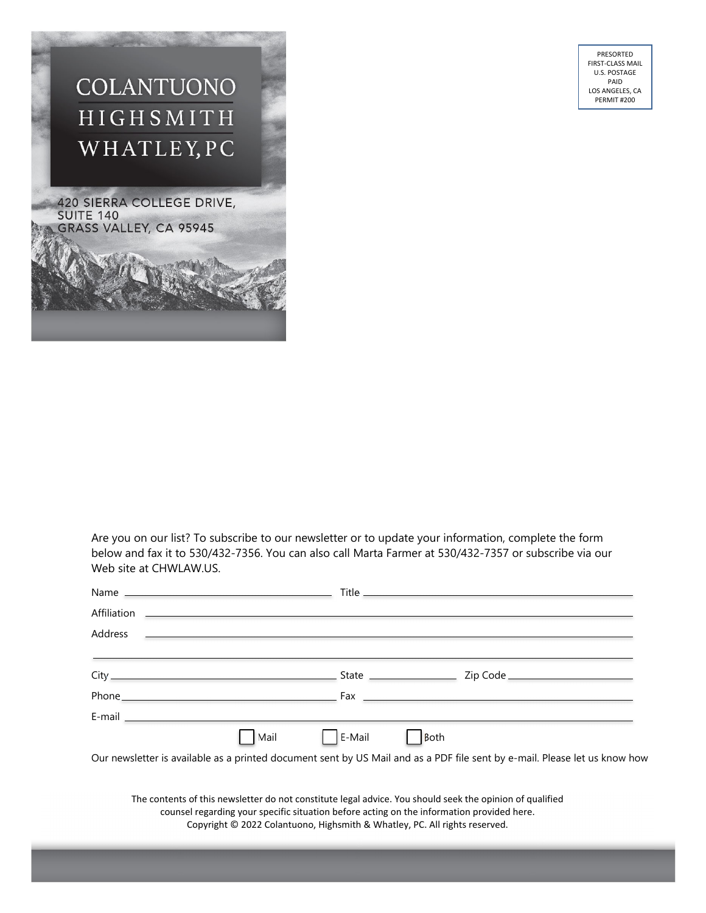# COLANTUONO HIGHSMITH WHATLEY, PC

420 SIERRA COLLEGE DRIVE,
SUITE 140
GRASS VALLEY, CA 95945

PRESORTED
FIRST-CLASS MAIL
U.S. POSTAGE
PAID
LOS ANGELES, CA
PERMIT #200

Are you on our list? To subscribe to our newsletter or to update your information, complete the form below and fax it to 530/432-7356. You can also call Marta Farmer at 530/432-7357 or subscribe via our Web site at CHWLAW.US.

Name ____________________ Title ____________________

Affiliation ____________________

Address ____________________

____________________

City ____________________ State __________ Zip Code __________

Phone ____________________ Fax ____________________

E-mail ____________________

☐ Mail ☐ E-Mail ☐ Both

Our newsletter is available as a printed document sent by US Mail and as a PDF file sent by e-mail. Please let us know how

The contents of this newsletter do not constitute legal advice. You should seek the opinion of qualified counsel regarding your specific situation before acting on the information provided here.
Copyright © 2022 Colantuono, Highsmith & Whatley, PC. All rights reserved.